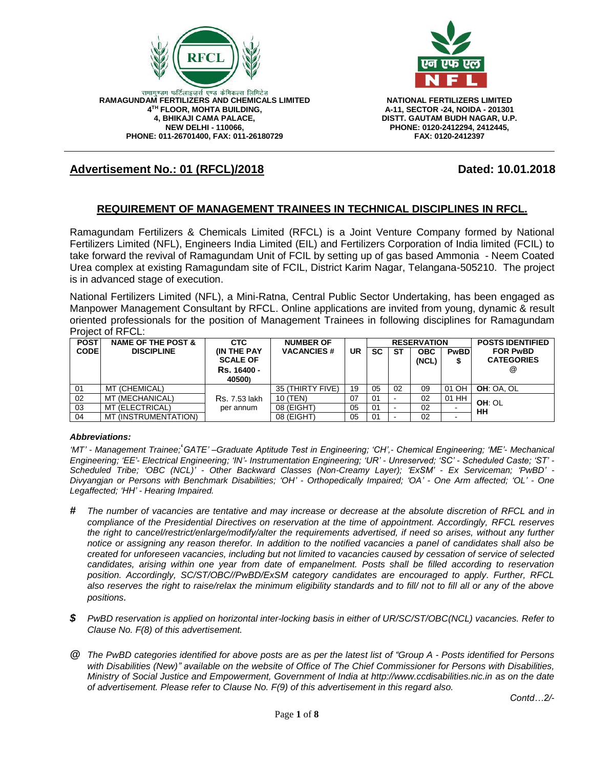रामागुण्डम फर्टिलाइज़र्स एण्ड केमिकल्स लिमिटेड
**RAMAGUNDAM FERTILIZERS AND CHEMICALS LIMITED**
**4TH FLOOR, MOHTA BUILDING,**
**4, BHIKAJI CAMA PALACE,**
**NEW DELHI - 110066,**
**PHONE: 011-26701400, FAX: 011-26180729**

**NATIONAL FERTILIZERS LIMITED**
**A-11, SECTOR -24, NOIDA - 201301**
**DISTT. GAUTAM BUDH NAGAR, U.P.**
**PHONE: 0120-2412294, 2412445,**
**FAX: 0120-2412397**

## Advertisement No.: 01 (RFCL)/2018 — Dated: 10.01.2018

## REQUIREMENT OF MANAGEMENT TRAINEES IN TECHNICAL DISCIPLINES IN RFCL.

Ramagundam Fertilizers & Chemicals Limited (RFCL) is a Joint Venture Company formed by National Fertilizers Limited (NFL), Engineers India Limited (EIL) and Fertilizers Corporation of India limited (FCIL) to take forward the revival of Ramagundam Unit of FCIL by setting up of gas based Ammonia - Neem Coated Urea complex at existing Ramagundam site of FCIL, District Karim Nagar, Telangana-505210. The project is in advanced stage of execution.

National Fertilizers Limited (NFL), a Mini-Ratna, Central Public Sector Undertaking, has been engaged as Manpower Management Consultant by RFCL. Online applications are invited from young, dynamic & result oriented professionals for the position of Management Trainees in following disciplines for Ramagundam Project of RFCL:

| POST CODE | NAME OF THE POST & DISCIPLINE | CTC (IN THE PAY SCALE OF Rs. 16400 - 40500) | NUMBER OF VACANCIES # | RESERVATION | | | | | POSTS IDENTIFIED FOR PwBD CATEGORIES @ |
|---|---|---|---|---|---|---|---|---|---|
| | | | | UR | SC | ST | OBC (NCL) | PwBD $ | |
| 01 | MT (CHEMICAL) | Rs. 7.53 lakh per annum | 35 (THIRTY FIVE) | 19 | 05 | 02 | 09 | 01 OH | **OH**: OA, OL |
| 02 | MT (MECHANICAL) | | 10 (TEN) | 07 | 01 | - | 02 | 01 HH | **OH**: OL **HH** |
| 03 | MT (ELECTRICAL) | | 08 (EIGHT) | 05 | 01 | - | 02 | - | |
| 04 | MT (INSTRUMENTATION) | | 08 (EIGHT) | 05 | 01 | - | 02 | - | |

***Abbreviations:***

*'MT' - Management Trainee; 'GATE' –Graduate Aptitude Test in Engineering; 'CH',- Chemical Engineering; 'ME'- Mechanical Engineering; 'EE'- Electrical Engineering; 'IN'- Instrumentation Engineering; 'UR' - Unreserved; 'SC' - Scheduled Caste; 'ST' - Scheduled Tribe; 'OBC (NCL)' - Other Backward Classes (Non-Creamy Layer); 'ExSM' - Ex Serviceman; 'PwBD' - Divyangjan or Persons with Benchmark Disabilities; 'OH' - Orthopedically Impaired; 'OA' - One Arm affected; 'OL' - One Legaffected; 'HH' - Hearing Impaired.*

**#** *The number of vacancies are tentative and may increase or decrease at the absolute discretion of RFCL and in compliance of the Presidential Directives on reservation at the time of appointment. Accordingly, RFCL reserves the right to cancel/restrict/enlarge/modify/alter the requirements advertised, if need so arises, without any further notice or assigning any reason therefor. In addition to the notified vacancies a panel of candidates shall also be created for unforeseen vacancies, including but not limited to vacancies caused by cessation of service of selected candidates, arising within one year from date of empanelment. Posts shall be filled according to reservation position. Accordingly, SC/ST/OBC//PwBD/ExSM category candidates are encouraged to apply. Further, RFCL also reserves the right to raise/relax the minimum eligibility standards and to fill/ not to fill all or any of the above positions.*

**$** *PwBD reservation is applied on horizontal inter-locking basis in either of UR/SC/ST/OBC(NCL) vacancies. Refer to Clause No. F(8) of this advertisement.*

**@** *The PwBD categories identified for above posts are as per the latest list of "Group A - Posts identified for Persons with Disabilities (New)" available on the website of Office of The Chief Commissioner for Persons with Disabilities, Ministry of Social Justice and Empowerment, Government of India at http://www.ccdisabilities.nic.in as on the date of advertisement. Please refer to Clause No. F(9) of this advertisement in this regard also.*

*Contd…2/-*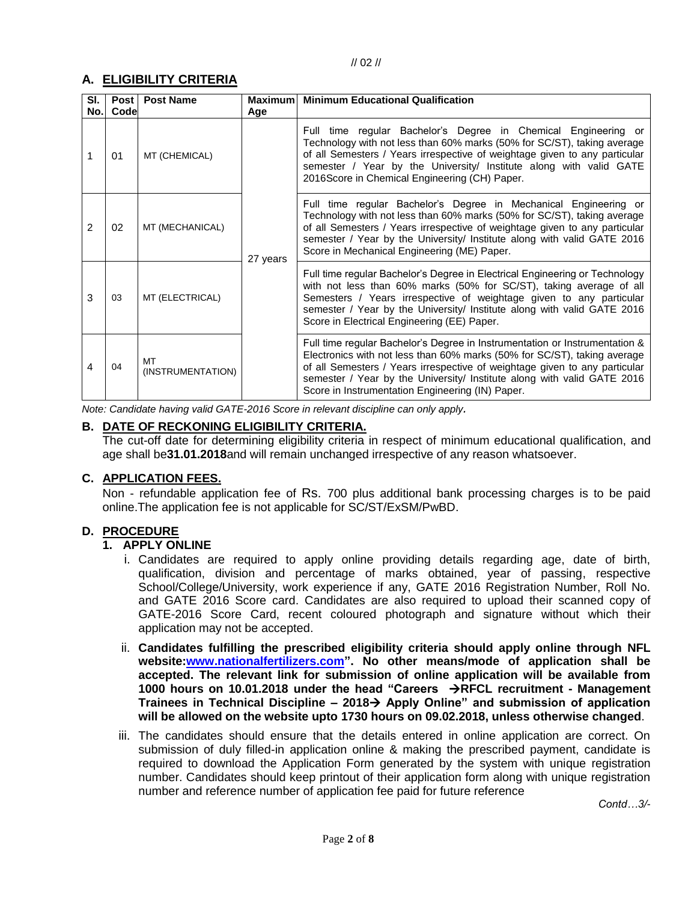## A. ELIGIBILITY CRITERIA

| Sl. No. | Post Code | Post Name | Maximum Age | Minimum Educational Qualification |
|---|---|---|---|---|
| 1 | 01 | MT (CHEMICAL) | 27 years | Full time regular Bachelor's Degree in Chemical Engineering or Technology with not less than 60% marks (50% for SC/ST), taking average of all Semesters / Years irrespective of weightage given to any particular semester / Year by the University/ Institute along with valid GATE 2016Score in Chemical Engineering (CH) Paper. |
| 2 | 02 | MT (MECHANICAL) | | Full time regular Bachelor's Degree in Mechanical Engineering or Technology with not less than 60% marks (50% for SC/ST), taking average of all Semesters / Years irrespective of weightage given to any particular semester / Year by the University/ Institute along with valid GATE 2016 Score in Mechanical Engineering (ME) Paper. |
| 3 | 03 | MT (ELECTRICAL) | | Full time regular Bachelor's Degree in Electrical Engineering or Technology with not less than 60% marks (50% for SC/ST), taking average of all Semesters / Years irrespective of weightage given to any particular semester / Year by the University/ Institute along with valid GATE 2016 Score in Electrical Engineering (EE) Paper. |
| 4 | 04 | MT (INSTRUMENTATION) | | Full time regular Bachelor's Degree in Instrumentation or Instrumentation & Electronics with not less than 60% marks (50% for SC/ST), taking average of all Semesters / Years irrespective of weightage given to any particular semester / Year by the University/ Institute along with valid GATE 2016 Score in Instrumentation Engineering (IN) Paper. |

*Note: Candidate having valid GATE-2016 Score in relevant discipline can only apply.*

## B. DATE OF RECKONING ELIGIBILITY CRITERIA.

The cut-off date for determining eligibility criteria in respect of minimum educational qualification, and age shall be**31.01.2018**and will remain unchanged irrespective of any reason whatsoever.

## C. APPLICATION FEES.

Non - refundable application fee of Rs. 700 plus additional bank processing charges is to be paid online.The application fee is not applicable for SC/ST/ExSM/PwBD.

## D. PROCEDURE

### 1. APPLY ONLINE

i. Candidates are required to apply online providing details regarding age, date of birth, qualification, division and percentage of marks obtained, year of passing, respective School/College/University, work experience if any, GATE 2016 Registration Number, Roll No. and GATE 2016 Score card. Candidates are also required to upload their scanned copy of GATE-2016 Score Card, recent coloured photograph and signature without which their application may not be accepted.

ii. **Candidates fulfilling the prescribed eligibility criteria should apply online through NFL website:www.nationalfertilizers.com". No other means/mode of application shall be accepted. The relevant link for submission of online application will be available from 1000 hours on 10.01.2018 under the head "Careers → RFCL recruitment - Management Trainees in Technical Discipline – 2018→ Apply Online" and submission of application will be allowed on the website upto 1730 hours on 09.02.2018, unless otherwise changed**.

iii. The candidates should ensure that the details entered in online application are correct. On submission of duly filled-in application online & making the prescribed payment, candidate is required to download the Application Form generated by the system with unique registration number. Candidates should keep printout of their application form along with unique registration number and reference number of application fee paid for future reference

*Contd…3/-*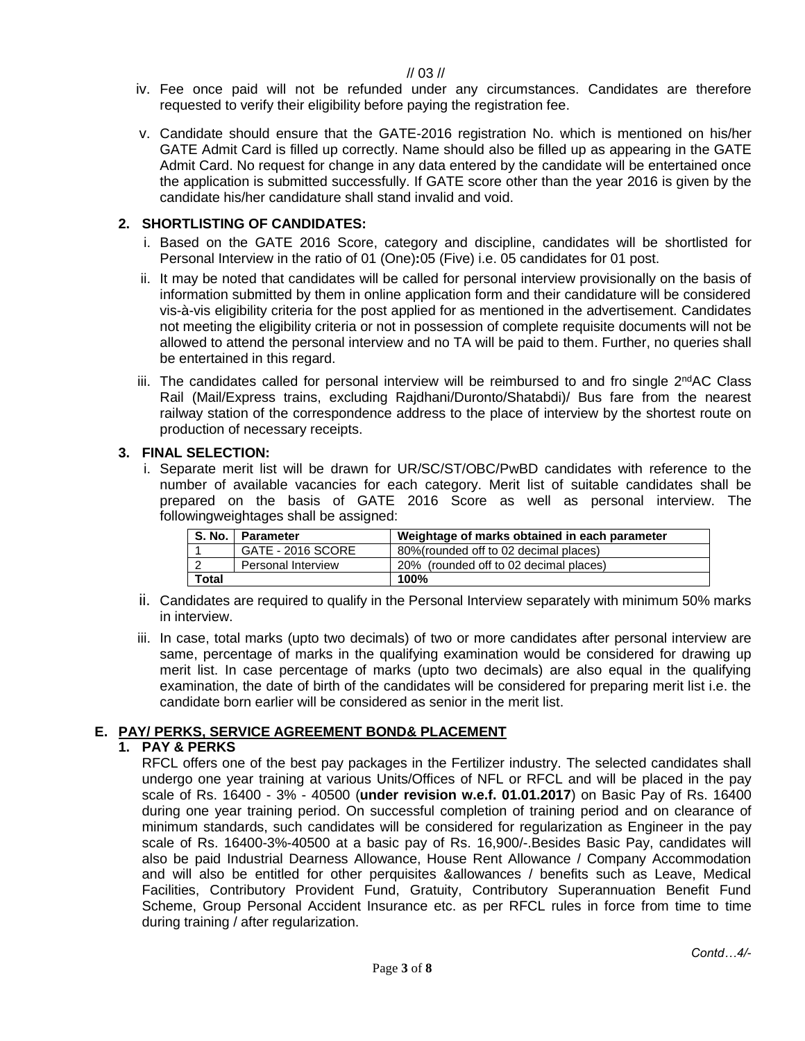iv. Fee once paid will not be refunded under any circumstances. Candidates are therefore requested to verify their eligibility before paying the registration fee.

v. Candidate should ensure that the GATE-2016 registration No. which is mentioned on his/her GATE Admit Card is filled up correctly. Name should also be filled up as appearing in the GATE Admit Card. No request for change in any data entered by the candidate will be entertained once the application is submitted successfully. If GATE score other than the year 2016 is given by the candidate his/her candidature shall stand invalid and void.

**2. SHORTLISTING OF CANDIDATES:**

i. Based on the GATE 2016 Score, category and discipline, candidates will be shortlisted for Personal Interview in the ratio of 01 (One)**:**05 (Five) i.e. 05 candidates for 01 post.

ii. It may be noted that candidates will be called for personal interview provisionally on the basis of information submitted by them in online application form and their candidature will be considered vis-à-vis eligibility criteria for the post applied for as mentioned in the advertisement. Candidates not meeting the eligibility criteria or not in possession of complete requisite documents will not be allowed to attend the personal interview and no TA will be paid to them. Further, no queries shall be entertained in this regard.

iii. The candidates called for personal interview will be reimbursed to and fro single 2nd AC Class Rail (Mail/Express trains, excluding Rajdhani/Duronto/Shatabdi)/ Bus fare from the nearest railway station of the correspondence address to the place of interview by the shortest route on production of necessary receipts.

**3. FINAL SELECTION:**

i. Separate merit list will be drawn for UR/SC/ST/OBC/PwBD candidates with reference to the number of available vacancies for each category. Merit list of suitable candidates shall be prepared on the basis of GATE 2016 Score as well as personal interview. The followingweightages shall be assigned:

| S. No. | Parameter | Weightage of marks obtained in each parameter |
|---|---|---|
| 1 | GATE - 2016 SCORE | 80%(rounded off to 02 decimal places) |
| 2 | Personal Interview | 20% (rounded off to 02 decimal places) |
| **Total** | | **100%** |

ii. Candidates are required to qualify in the Personal Interview separately with minimum 50% marks in interview.

iii. In case, total marks (upto two decimals) of two or more candidates after personal interview are same, percentage of marks in the qualifying examination would be considered for drawing up merit list. In case percentage of marks (upto two decimals) are also equal in the qualifying examination, the date of birth of the candidates will be considered for preparing merit list i.e. the candidate born earlier will be considered as senior in the merit list.

## E. PAY/ PERKS, SERVICE AGREEMENT BOND& PLACEMENT

**1. PAY & PERKS**

RFCL offers one of the best pay packages in the Fertilizer industry. The selected candidates shall undergo one year training at various Units/Offices of NFL or RFCL and will be placed in the pay scale of Rs. 16400 - 3% - 40500 (**under revision w.e.f. 01.01.2017**) on Basic Pay of Rs. 16400 during one year training period. On successful completion of training period and on clearance of minimum standards, such candidates will be considered for regularization as Engineer in the pay scale of Rs. 16400-3%-40500 at a basic pay of Rs. 16,900/-.Besides Basic Pay, candidates will also be paid Industrial Dearness Allowance, House Rent Allowance / Company Accommodation and will also be entitled for other perquisites &allowances / benefits such as Leave, Medical Facilities, Contributory Provident Fund, Gratuity, Contributory Superannuation Benefit Fund Scheme, Group Personal Accident Insurance etc. as per RFCL rules in force from time to time during training / after regularization.

*Contd…4/-*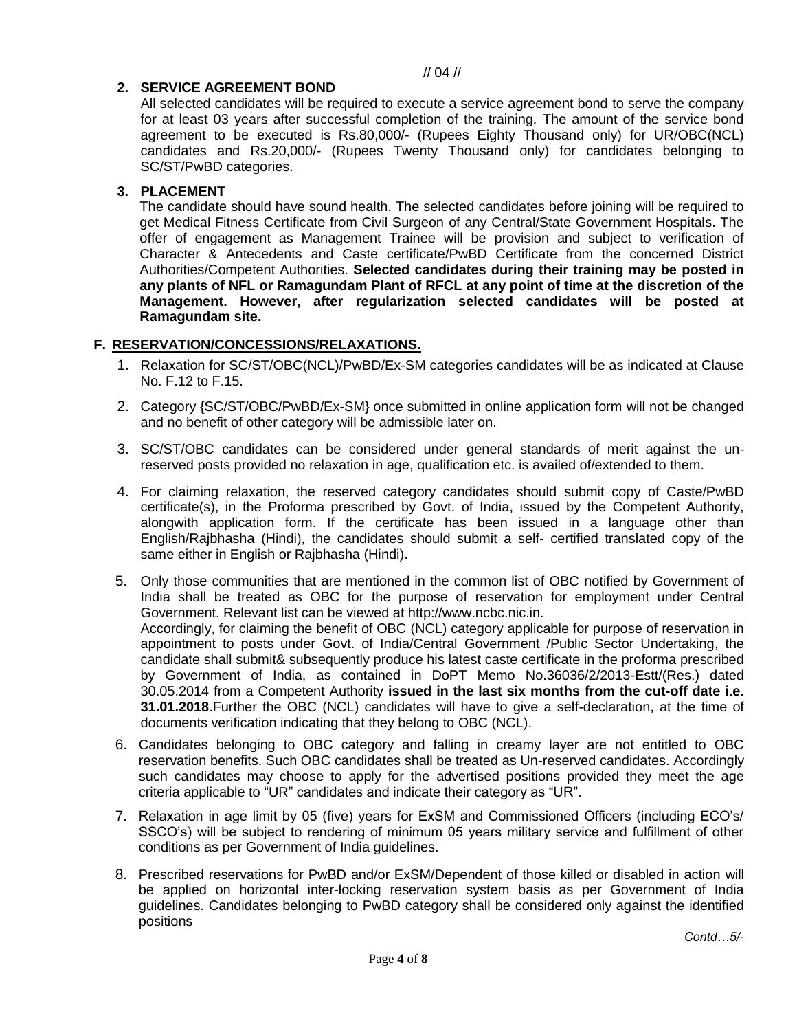**2. SERVICE AGREEMENT BOND**

All selected candidates will be required to execute a service agreement bond to serve the company for at least 03 years after successful completion of the training. The amount of the service bond agreement to be executed is Rs.80,000/- (Rupees Eighty Thousand only) for UR/OBC(NCL) candidates and Rs.20,000/- (Rupees Twenty Thousand only) for candidates belonging to SC/ST/PwBD categories.

**3. PLACEMENT**

The candidate should have sound health. The selected candidates before joining will be required to get Medical Fitness Certificate from Civil Surgeon of any Central/State Government Hospitals. The offer of engagement as Management Trainee will be provision and subject to verification of Character & Antecedents and Caste certificate/PwBD Certificate from the concerned District Authorities/Competent Authorities. **Selected candidates during their training may be posted in any plants of NFL or Ramagundam Plant of RFCL at any point of time at the discretion of the Management. However, after regularization selected candidates will be posted at Ramagundam site.**

## F. RESERVATION/CONCESSIONS/RELAXATIONS.

1. Relaxation for SC/ST/OBC(NCL)/PwBD/Ex-SM categories candidates will be as indicated at Clause No. F.12 to F.15.
2. Category {SC/ST/OBC/PwBD/Ex-SM} once submitted in online application form will not be changed and no benefit of other category will be admissible later on.
3. SC/ST/OBC candidates can be considered under general standards of merit against the un-reserved posts provided no relaxation in age, qualification etc. is availed of/extended to them.
4. For claiming relaxation, the reserved category candidates should submit copy of Caste/PwBD certificate(s), in the Proforma prescribed by Govt. of India, issued by the Competent Authority, alongwith application form. If the certificate has been issued in a language other than English/Rajbhasha (Hindi), the candidates should submit a self- certified translated copy of the same either in English or Rajbhasha (Hindi).
5. Only those communities that are mentioned in the common list of OBC notified by Government of India shall be treated as OBC for the purpose of reservation for employment under Central Government. Relevant list can be viewed at http://www.ncbc.nic.in.
   Accordingly, for claiming the benefit of OBC (NCL) category applicable for purpose of reservation in appointment to posts under Govt. of India/Central Government /Public Sector Undertaking, the candidate shall submit& subsequently produce his latest caste certificate in the proforma prescribed by Government of India, as contained in DoPT Memo No.36036/2/2013-Estt/(Res.) dated 30.05.2014 from a Competent Authority **issued in the last six months from the cut-off date i.e. 31.01.2018**.Further the OBC (NCL) candidates will have to give a self-declaration, at the time of documents verification indicating that they belong to OBC (NCL).
6. Candidates belonging to OBC category and falling in creamy layer are not entitled to OBC reservation benefits. Such OBC candidates shall be treated as Un-reserved candidates. Accordingly such candidates may choose to apply for the advertised positions provided they meet the age criteria applicable to "UR" candidates and indicate their category as "UR".
7. Relaxation in age limit by 05 (five) years for ExSM and Commissioned Officers (including ECO's/ SSCO's) will be subject to rendering of minimum 05 years military service and fulfillment of other conditions as per Government of India guidelines.
8. Prescribed reservations for PwBD and/or ExSM/Dependent of those killed or disabled in action will be applied on horizontal inter-locking reservation system basis as per Government of India guidelines. Candidates belonging to PwBD category shall be considered only against the identified positions

*Contd…5/-*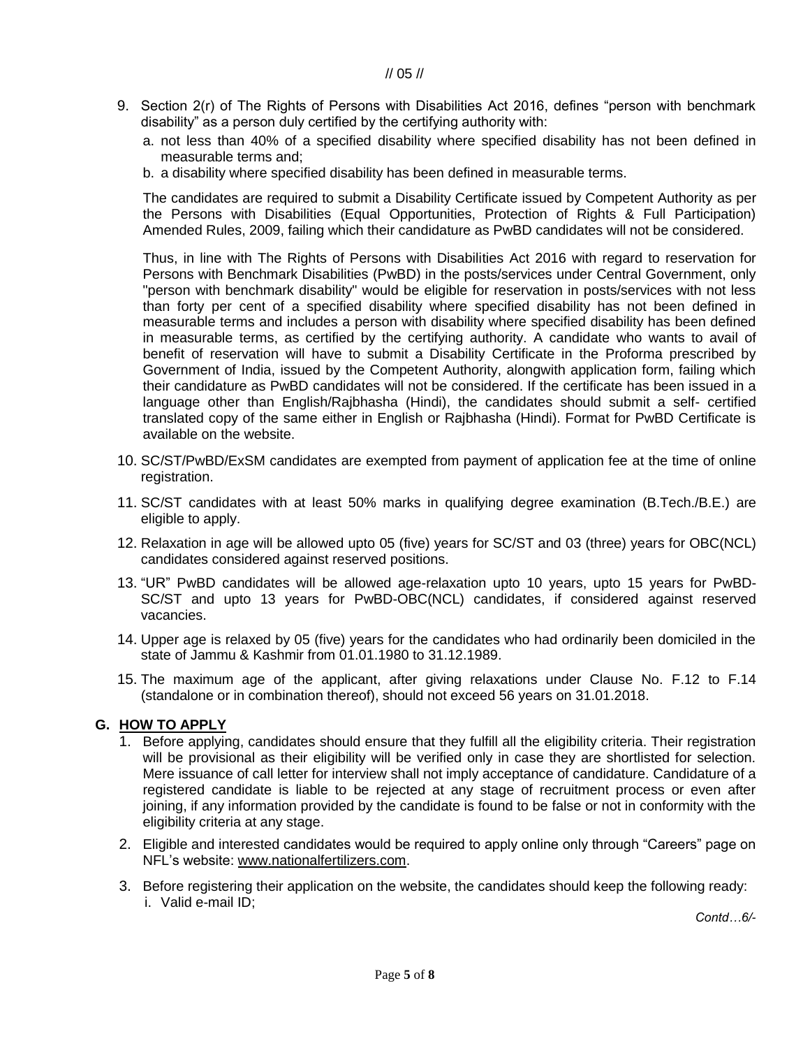9. Section 2(r) of The Rights of Persons with Disabilities Act 2016, defines "person with benchmark disability" as a person duly certified by the certifying authority with:
   a. not less than 40% of a specified disability where specified disability has not been defined in measurable terms and;
   b. a disability where specified disability has been defined in measurable terms.

   The candidates are required to submit a Disability Certificate issued by Competent Authority as per the Persons with Disabilities (Equal Opportunities, Protection of Rights & Full Participation) Amended Rules, 2009, failing which their candidature as PwBD candidates will not be considered.

   Thus, in line with The Rights of Persons with Disabilities Act 2016 with regard to reservation for Persons with Benchmark Disabilities (PwBD) in the posts/services under Central Government, only "person with benchmark disability" would be eligible for reservation in posts/services with not less than forty per cent of a specified disability where specified disability has not been defined in measurable terms and includes a person with disability where specified disability has been defined in measurable terms, as certified by the certifying authority. A candidate who wants to avail of benefit of reservation will have to submit a Disability Certificate in the Proforma prescribed by Government of India, issued by the Competent Authority, alongwith application form, failing which their candidature as PwBD candidates will not be considered. If the certificate has been issued in a language other than English/Rajbhasha (Hindi), the candidates should submit a self- certified translated copy of the same either in English or Rajbhasha (Hindi). Format for PwBD Certificate is available on the website.

10. SC/ST/PwBD/ExSM candidates are exempted from payment of application fee at the time of online registration.

11. SC/ST candidates with at least 50% marks in qualifying degree examination (B.Tech./B.E.) are eligible to apply.

12. Relaxation in age will be allowed upto 05 (five) years for SC/ST and 03 (three) years for OBC(NCL) candidates considered against reserved positions.

13. "UR" PwBD candidates will be allowed age-relaxation upto 10 years, upto 15 years for PwBD-SC/ST and upto 13 years for PwBD-OBC(NCL) candidates, if considered against reserved vacancies.

14. Upper age is relaxed by 05 (five) years for the candidates who had ordinarily been domiciled in the state of Jammu & Kashmir from 01.01.1980 to 31.12.1989.

15. The maximum age of the applicant, after giving relaxations under Clause No. F.12 to F.14 (standalone or in combination thereof), should not exceed 56 years on 31.01.2018.

## G. HOW TO APPLY

1. Before applying, candidates should ensure that they fulfill all the eligibility criteria. Their registration will be provisional as their eligibility will be verified only in case they are shortlisted for selection. Mere issuance of call letter for interview shall not imply acceptance of candidature. Candidature of a registered candidate is liable to be rejected at any stage of recruitment process or even after joining, if any information provided by the candidate is found to be false or not in conformity with the eligibility criteria at any stage.

2. Eligible and interested candidates would be required to apply online only through "Careers" page on NFL's website: www.nationalfertilizers.com.

3. Before registering their application on the website, the candidates should keep the following ready:
   i. Valid e-mail ID;

*Contd…6/-*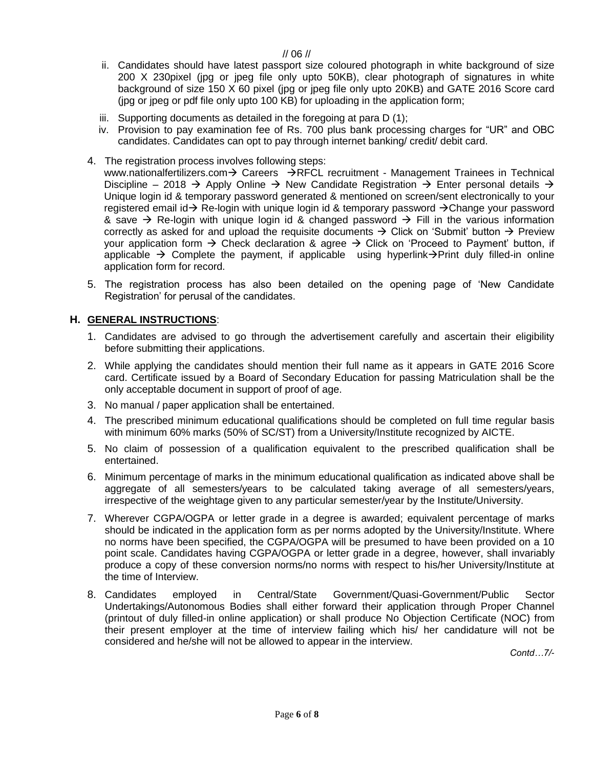ii. Candidates should have latest passport size coloured photograph in white background of size 200 X 230pixel (jpg or jpeg file only upto 50KB), clear photograph of signatures in white background of size 150 X 60 pixel (jpg or jpeg file only upto 20KB) and GATE 2016 Score card (jpg or jpeg or pdf file only upto 100 KB) for uploading in the application form;

iii. Supporting documents as detailed in the foregoing at para D (1);

iv. Provision to pay examination fee of Rs. 700 plus bank processing charges for "UR" and OBC candidates. Candidates can opt to pay through internet banking/ credit/ debit card.

4. The registration process involves following steps:
   www.nationalfertilizers.com→ Careers →RFCL recruitment - Management Trainees in Technical Discipline – 2018 → Apply Online → New Candidate Registration → Enter personal details → Unique login id & temporary password generated & mentioned on screen/sent electronically to your registered email id→ Re-login with unique login id & temporary password →Change your password & save → Re-login with unique login id & changed password → Fill in the various information correctly as asked for and upload the requisite documents → Click on 'Submit' button → Preview your application form → Check declaration & agree → Click on 'Proceed to Payment' button, if applicable → Complete the payment, if applicable using hyperlink→Print duly filled-in online application form for record.

5. The registration process has also been detailed on the opening page of 'New Candidate Registration' for perusal of the candidates.

## H. <u>GENERAL INSTRUCTIONS</u>:

1. Candidates are advised to go through the advertisement carefully and ascertain their eligibility before submitting their applications.
2. While applying the candidates should mention their full name as it appears in GATE 2016 Score card. Certificate issued by a Board of Secondary Education for passing Matriculation shall be the only acceptable document in support of proof of age.
3. No manual / paper application shall be entertained.
4. The prescribed minimum educational qualifications should be completed on full time regular basis with minimum 60% marks (50% of SC/ST) from a University/Institute recognized by AICTE.
5. No claim of possession of a qualification equivalent to the prescribed qualification shall be entertained.
6. Minimum percentage of marks in the minimum educational qualification as indicated above shall be aggregate of all semesters/years to be calculated taking average of all semesters/years, irrespective of the weightage given to any particular semester/year by the Institute/University.
7. Wherever CGPA/OGPA or letter grade in a degree is awarded; equivalent percentage of marks should be indicated in the application form as per norms adopted by the University/Institute. Where no norms have been specified, the CGPA/OGPA will be presumed to have been provided on a 10 point scale. Candidates having CGPA/OGPA or letter grade in a degree, however, shall invariably produce a copy of these conversion norms/no norms with respect to his/her University/Institute at the time of Interview.
8. Candidates employed in Central/State Government/Quasi-Government/Public Sector Undertakings/Autonomous Bodies shall either forward their application through Proper Channel (printout of duly filled-in online application) or shall produce No Objection Certificate (NOC) from their present employer at the time of interview failing which his/ her candidature will not be considered and he/she will not be allowed to appear in the interview.

*Contd…7/-*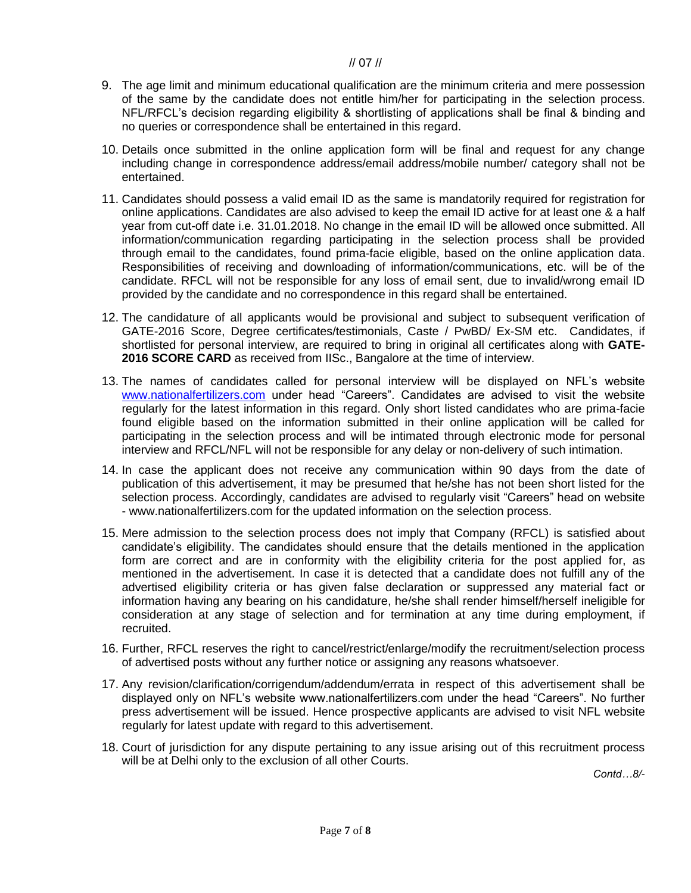9. The age limit and minimum educational qualification are the minimum criteria and mere possession of the same by the candidate does not entitle him/her for participating in the selection process. NFL/RFCL's decision regarding eligibility & shortlisting of applications shall be final & binding and no queries or correspondence shall be entertained in this regard.

10. Details once submitted in the online application form will be final and request for any change including change in correspondence address/email address/mobile number/ category shall not be entertained.

11. Candidates should possess a valid email ID as the same is mandatorily required for registration for online applications. Candidates are also advised to keep the email ID active for at least one & a half year from cut-off date i.e. 31.01.2018. No change in the email ID will be allowed once submitted. All information/communication regarding participating in the selection process shall be provided through email to the candidates, found prima-facie eligible, based on the online application data. Responsibilities of receiving and downloading of information/communications, etc. will be of the candidate. RFCL will not be responsible for any loss of email sent, due to invalid/wrong email ID provided by the candidate and no correspondence in this regard shall be entertained.

12. The candidature of all applicants would be provisional and subject to subsequent verification of GATE-2016 Score, Degree certificates/testimonials, Caste / PwBD/ Ex-SM etc. Candidates, if shortlisted for personal interview, are required to bring in original all certificates along with **GATE-2016 SCORE CARD** as received from IISc., Bangalore at the time of interview.

13. The names of candidates called for personal interview will be displayed on NFL's website www.nationalfertilizers.com under head "Careers". Candidates are advised to visit the website regularly for the latest information in this regard. Only short listed candidates who are prima-facie found eligible based on the information submitted in their online application will be called for participating in the selection process and will be intimated through electronic mode for personal interview and RFCL/NFL will not be responsible for any delay or non-delivery of such intimation.

14. In case the applicant does not receive any communication within 90 days from the date of publication of this advertisement, it may be presumed that he/she has not been short listed for the selection process. Accordingly, candidates are advised to regularly visit "Careers" head on website - www.nationalfertilizers.com for the updated information on the selection process.

15. Mere admission to the selection process does not imply that Company (RFCL) is satisfied about candidate's eligibility. The candidates should ensure that the details mentioned in the application form are correct and are in conformity with the eligibility criteria for the post applied for, as mentioned in the advertisement. In case it is detected that a candidate does not fulfill any of the advertised eligibility criteria or has given false declaration or suppressed any material fact or information having any bearing on his candidature, he/she shall render himself/herself ineligible for consideration at any stage of selection and for termination at any time during employment, if recruited.

16. Further, RFCL reserves the right to cancel/restrict/enlarge/modify the recruitment/selection process of advertised posts without any further notice or assigning any reasons whatsoever.

17. Any revision/clarification/corrigendum/addendum/errata in respect of this advertisement shall be displayed only on NFL's website www.nationalfertilizers.com under the head "Careers". No further press advertisement will be issued. Hence prospective applicants are advised to visit NFL website regularly for latest update with regard to this advertisement.

18. Court of jurisdiction for any dispute pertaining to any issue arising out of this recruitment process will be at Delhi only to the exclusion of all other Courts.

*Contd…8/-*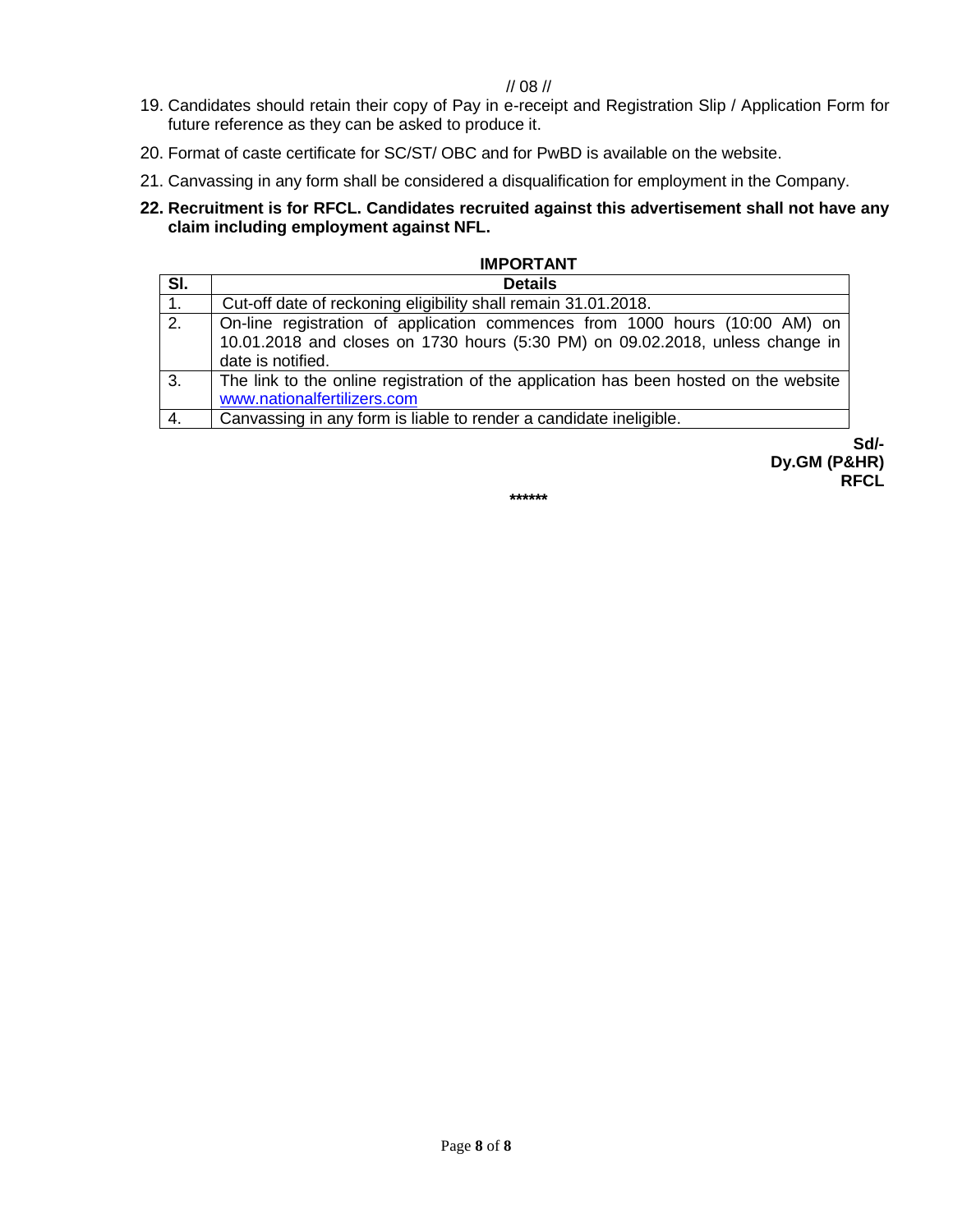19. Candidates should retain their copy of Pay in e-receipt and Registration Slip / Application Form for future reference as they can be asked to produce it.

20. Format of caste certificate for SC/ST/ OBC and for PwBD is available on the website.

21. Canvassing in any form shall be considered a disqualification for employment in the Company.

22. **Recruitment is for RFCL. Candidates recruited against this advertisement shall not have any claim including employment against NFL.**

**IMPORTANT**

| Sl. | Details |
|---|---|
| 1. | Cut-off date of reckoning eligibility shall remain 31.01.2018. |
| 2. | On-line registration of application commences from 1000 hours (10:00 AM) on 10.01.2018 and closes on 1730 hours (5:30 PM) on 09.02.2018, unless change in date is notified. |
| 3. | The link to the online registration of the application has been hosted on the website www.nationalfertilizers.com |
| 4. | Canvassing in any form is liable to render a candidate ineligible. |

**Sd/-**
**Dy.GM (P&HR)**
**RFCL**

******